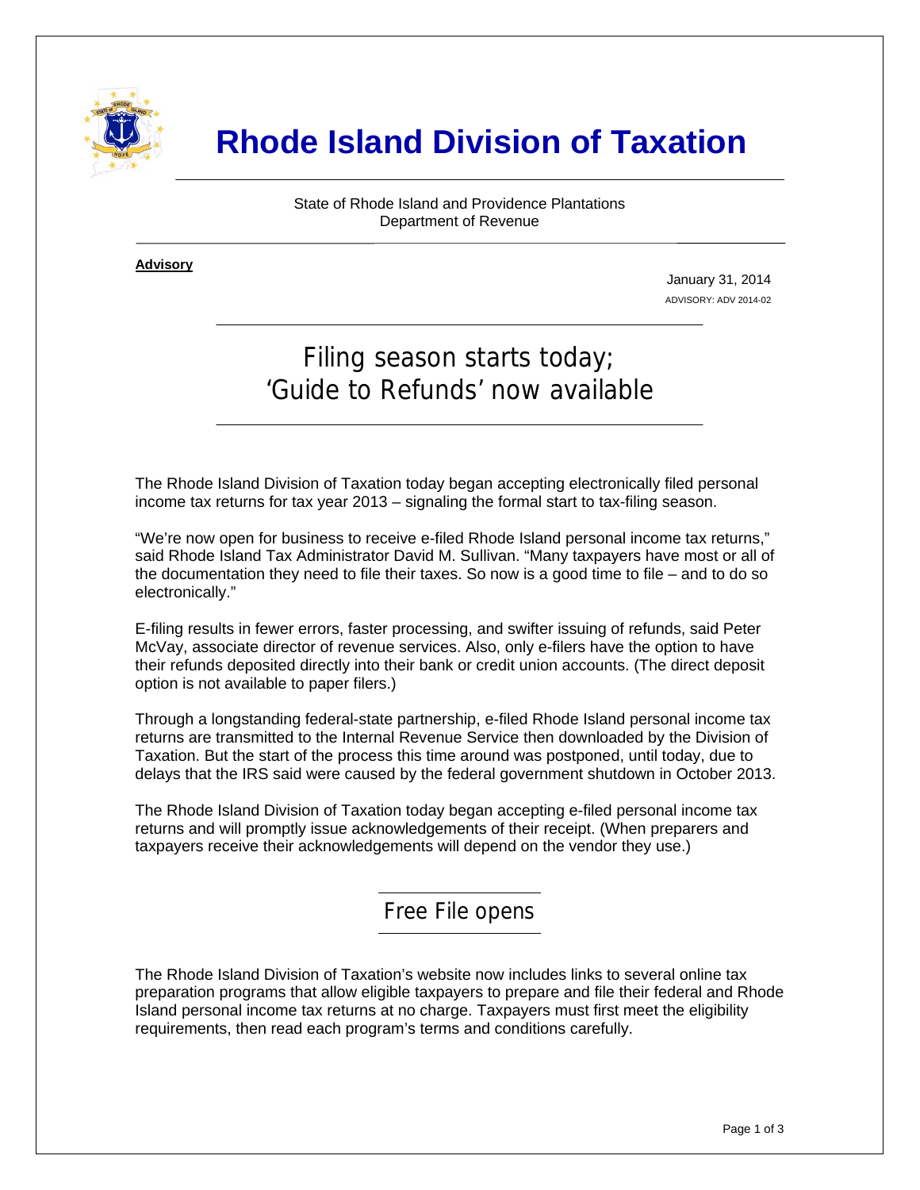# Rhode Island Division of Taxation

State of Rhode Island and Providence Plantations
Department of Revenue

**Advisory**

January 31, 2014
ADVISORY: ADV 2014-02

## Filing season starts today; 'Guide to Refunds' now available

The Rhode Island Division of Taxation today began accepting electronically filed personal income tax returns for tax year 2013 – signaling the formal start to tax-filing season.

"We're now open for business to receive e-filed Rhode Island personal income tax returns," said Rhode Island Tax Administrator David M. Sullivan. "Many taxpayers have most or all of the documentation they need to file their taxes. So now is a good time to file – and to do so electronically."

E-filing results in fewer errors, faster processing, and swifter issuing of refunds, said Peter McVay, associate director of revenue services. Also, only e-filers have the option to have their refunds deposited directly into their bank or credit union accounts. (The direct deposit option is not available to paper filers.)

Through a longstanding federal-state partnership, e-filed Rhode Island personal income tax returns are transmitted to the Internal Revenue Service then downloaded by the Division of Taxation. But the start of the process this time around was postponed, until today, due to delays that the IRS said were caused by the federal government shutdown in October 2013.

The Rhode Island Division of Taxation today began accepting e-filed personal income tax returns and will promptly issue acknowledgements of their receipt. (When preparers and taxpayers receive their acknowledgements will depend on the vendor they use.)

### Free File opens

The Rhode Island Division of Taxation's website now includes links to several online tax preparation programs that allow eligible taxpayers to prepare and file their federal and Rhode Island personal income tax returns at no charge. Taxpayers must first meet the eligibility requirements, then read each program's terms and conditions carefully.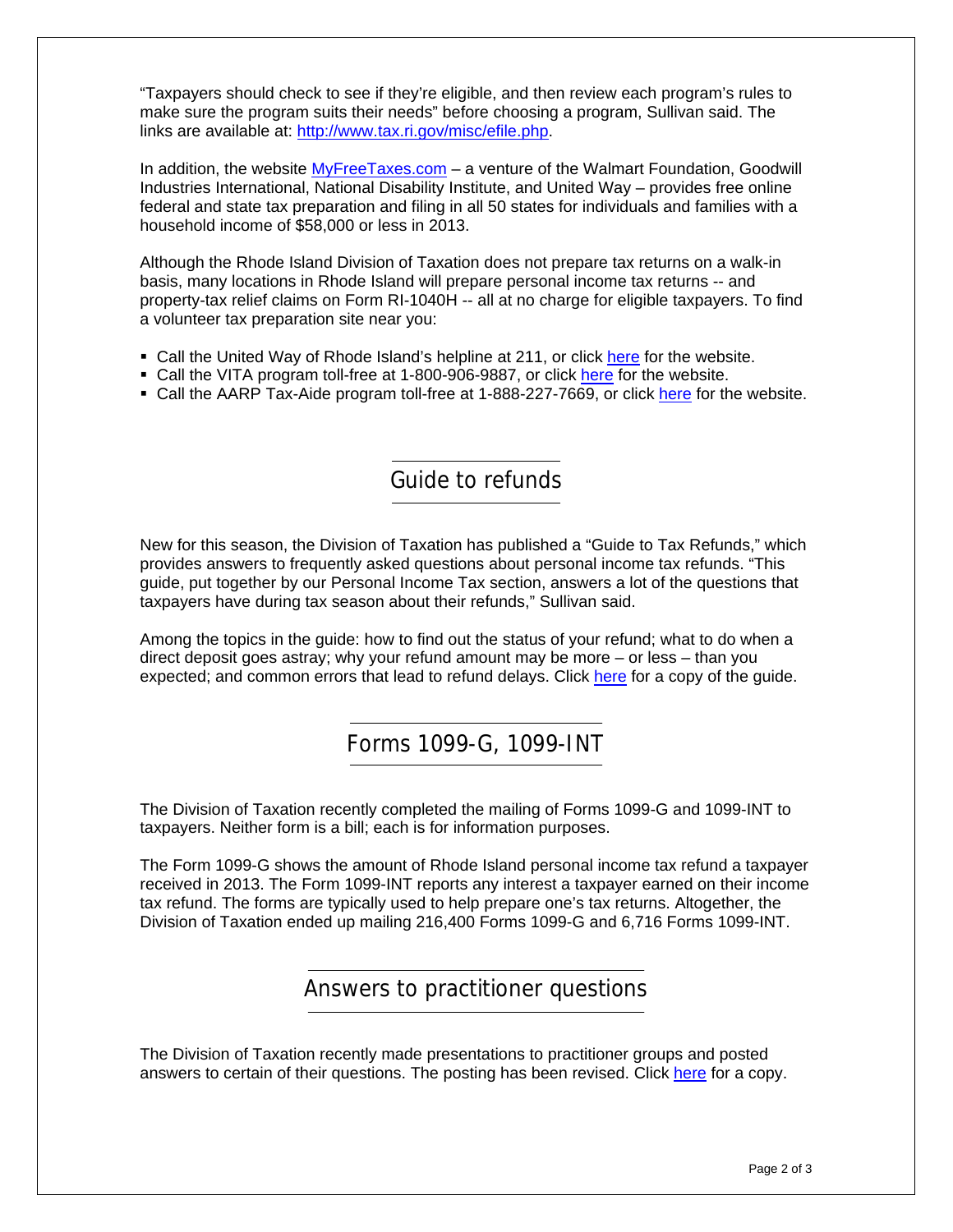"Taxpayers should check to see if they're eligible, and then review each program's rules to make sure the program suits their needs" before choosing a program, Sullivan said. The links are available at: http://www.tax.ri.gov/misc/efile.php.

In addition, the website MyFreeTaxes.com – a venture of the Walmart Foundation, Goodwill Industries International, National Disability Institute, and United Way – provides free online federal and state tax preparation and filing in all 50 states for individuals and families with a household income of $58,000 or less in 2013.

Although the Rhode Island Division of Taxation does not prepare tax returns on a walk-in basis, many locations in Rhode Island will prepare personal income tax returns -- and property-tax relief claims on Form RI-1040H -- all at no charge for eligible taxpayers. To find a volunteer tax preparation site near you:

- Call the United Way of Rhode Island's helpline at 211, or click here for the website.
- Call the VITA program toll-free at 1-800-906-9887, or click here for the website.
- Call the AARP Tax-Aide program toll-free at 1-888-227-7669, or click here for the website.

## Guide to refunds

New for this season, the Division of Taxation has published a "Guide to Tax Refunds," which provides answers to frequently asked questions about personal income tax refunds. "This guide, put together by our Personal Income Tax section, answers a lot of the questions that taxpayers have during tax season about their refunds," Sullivan said.

Among the topics in the guide: how to find out the status of your refund; what to do when a direct deposit goes astray; why your refund amount may be more – or less – than you expected; and common errors that lead to refund delays. Click here for a copy of the guide.

## Forms 1099-G, 1099-INT

The Division of Taxation recently completed the mailing of Forms 1099-G and 1099-INT to taxpayers. Neither form is a bill; each is for information purposes.

The Form 1099-G shows the amount of Rhode Island personal income tax refund a taxpayer received in 2013. The Form 1099-INT reports any interest a taxpayer earned on their income tax refund. The forms are typically used to help prepare one's tax returns. Altogether, the Division of Taxation ended up mailing 216,400 Forms 1099-G and 6,716 Forms 1099-INT.

## Answers to practitioner questions

The Division of Taxation recently made presentations to practitioner groups and posted answers to certain of their questions. The posting has been revised. Click here for a copy.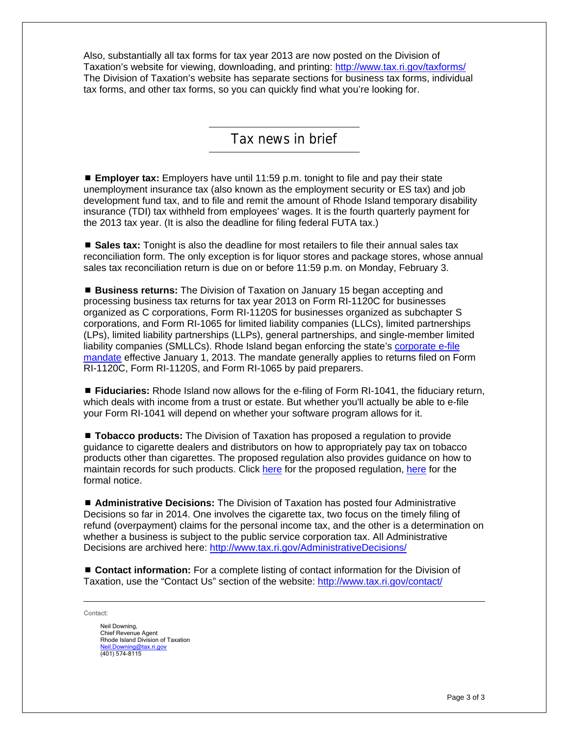Also, substantially all tax forms for tax year 2013 are now posted on the Division of Taxation's website for viewing, downloading, and printing: http://www.tax.ri.gov/taxforms/ The Division of Taxation's website has separate sections for business tax forms, individual tax forms, and other tax forms, so you can quickly find what you're looking for.

## Tax news in brief

■ **Employer tax:** Employers have until 11:59 p.m. tonight to file and pay their state unemployment insurance tax (also known as the employment security or ES tax) and job development fund tax, and to file and remit the amount of Rhode Island temporary disability insurance (TDI) tax withheld from employees' wages. It is the fourth quarterly payment for the 2013 tax year. (It is also the deadline for filing federal FUTA tax.)

■ **Sales tax:** Tonight is also the deadline for most retailers to file their annual sales tax reconciliation form. The only exception is for liquor stores and package stores, whose annual sales tax reconciliation return is due on or before 11:59 p.m. on Monday, February 3.

■ **Business returns:** The Division of Taxation on January 15 began accepting and processing business tax returns for tax year 2013 on Form RI-1120C for businesses organized as C corporations, Form RI-1120S for businesses organized as subchapter S corporations, and Form RI-1065 for limited liability companies (LLCs), limited partnerships (LPs), limited liability partnerships (LLPs), general partnerships, and single-member limited liability companies (SMLLCs). Rhode Island began enforcing the state's corporate e-file mandate effective January 1, 2013. The mandate generally applies to returns filed on Form RI-1120C, Form RI-1120S, and Form RI-1065 by paid preparers.

■ **Fiduciaries:** Rhode Island now allows for the e-filing of Form RI-1041, the fiduciary return, which deals with income from a trust or estate. But whether you'll actually be able to e-file your Form RI-1041 will depend on whether your software program allows for it.

■ **Tobacco products:** The Division of Taxation has proposed a regulation to provide guidance to cigarette dealers and distributors on how to appropriately pay tax on tobacco products other than cigarettes. The proposed regulation also provides guidance on how to maintain records for such products. Click here for the proposed regulation, here for the formal notice.

■ **Administrative Decisions:** The Division of Taxation has posted four Administrative Decisions so far in 2014. One involves the cigarette tax, two focus on the timely filing of refund (overpayment) claims for the personal income tax, and the other is a determination on whether a business is subject to the public service corporation tax. All Administrative Decisions are archived here: http://www.tax.ri.gov/AdministrativeDecisions/

■ **Contact information:** For a complete listing of contact information for the Division of Taxation, use the "Contact Us" section of the website: http://www.tax.ri.gov/contact/

---

Contact:

Neil Downing,
Chief Revenue Agent
Rhode Island Division of Taxation
Neil.Downing@tax.ri.gov
(401) 574-8115